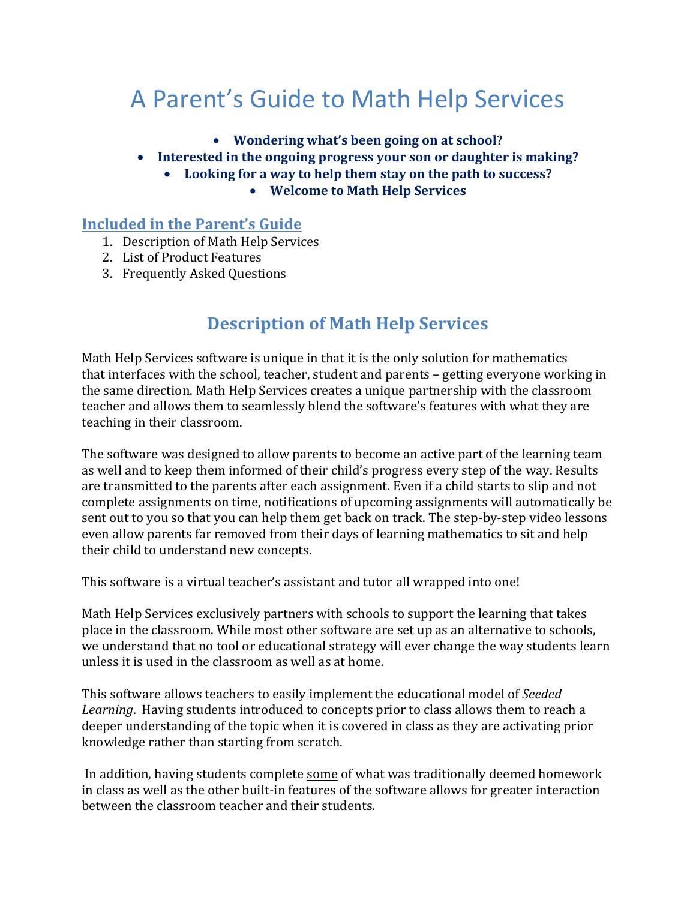# A Parent's Guide to Math Help Services

- **Wondering what's been going on at school?**
- **Interested in the ongoing progress your son or daughter is making?**
- **Looking for a way to help them stay on the path to success?**
- **Welcome to Math Help Services**

## Included in the Parent's Guide

1. Description of Math Help Services
2. List of Product Features
3. Frequently Asked Questions

## Description of Math Help Services

Math Help Services software is unique in that it is the only solution for mathematics that interfaces with the school, teacher, student and parents – getting everyone working in the same direction. Math Help Services creates a unique partnership with the classroom teacher and allows them to seamlessly blend the software's features with what they are teaching in their classroom.

The software was designed to allow parents to become an active part of the learning team as well and to keep them informed of their child's progress every step of the way. Results are transmitted to the parents after each assignment. Even if a child starts to slip and not complete assignments on time, notifications of upcoming assignments will automatically be sent out to you so that you can help them get back on track. The step-by-step video lessons even allow parents far removed from their days of learning mathematics to sit and help their child to understand new concepts.

This software is a virtual teacher's assistant and tutor all wrapped into one!

Math Help Services exclusively partners with schools to support the learning that takes place in the classroom. While most other software are set up as an alternative to schools, we understand that no tool or educational strategy will ever change the way students learn unless it is used in the classroom as well as at home.

This software allows teachers to easily implement the educational model of *Seeded Learning*. Having students introduced to concepts prior to class allows them to reach a deeper understanding of the topic when it is covered in class as they are activating prior knowledge rather than starting from scratch.

In addition, having students complete <u>some</u> of what was traditionally deemed homework in class as well as the other built-in features of the software allows for greater interaction between the classroom teacher and their students.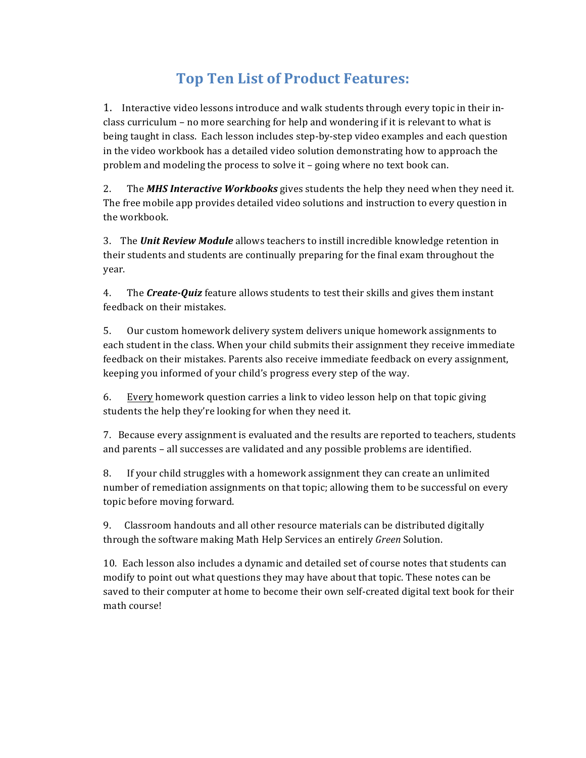# Top Ten List of Product Features:

1. Interactive video lessons introduce and walk students through every topic in their in-class curriculum – no more searching for help and wondering if it is relevant to what is being taught in class. Each lesson includes step-by-step video examples and each question in the video workbook has a detailed video solution demonstrating how to approach the problem and modeling the process to solve it – going where no text book can.

2. The ***MHS Interactive Workbooks*** gives students the help they need when they need it. The free mobile app provides detailed video solutions and instruction to every question in the workbook.

3. The ***Unit Review Module*** allows teachers to instill incredible knowledge retention in their students and students are continually preparing for the final exam throughout the year.

4. The ***Create-Quiz*** feature allows students to test their skills and gives them instant feedback on their mistakes.

5. Our custom homework delivery system delivers unique homework assignments to each student in the class. When your child submits their assignment they receive immediate feedback on their mistakes. Parents also receive immediate feedback on every assignment, keeping you informed of your child's progress every step of the way.

6. <u>Every</u> homework question carries a link to video lesson help on that topic giving students the help they're looking for when they need it.

7. Because every assignment is evaluated and the results are reported to teachers, students and parents – all successes are validated and any possible problems are identified.

8. If your child struggles with a homework assignment they can create an unlimited number of remediation assignments on that topic; allowing them to be successful on every topic before moving forward.

9. Classroom handouts and all other resource materials can be distributed digitally through the software making Math Help Services an entirely *Green* Solution.

10. Each lesson also includes a dynamic and detailed set of course notes that students can modify to point out what questions they may have about that topic. These notes can be saved to their computer at home to become their own self-created digital text book for their math course!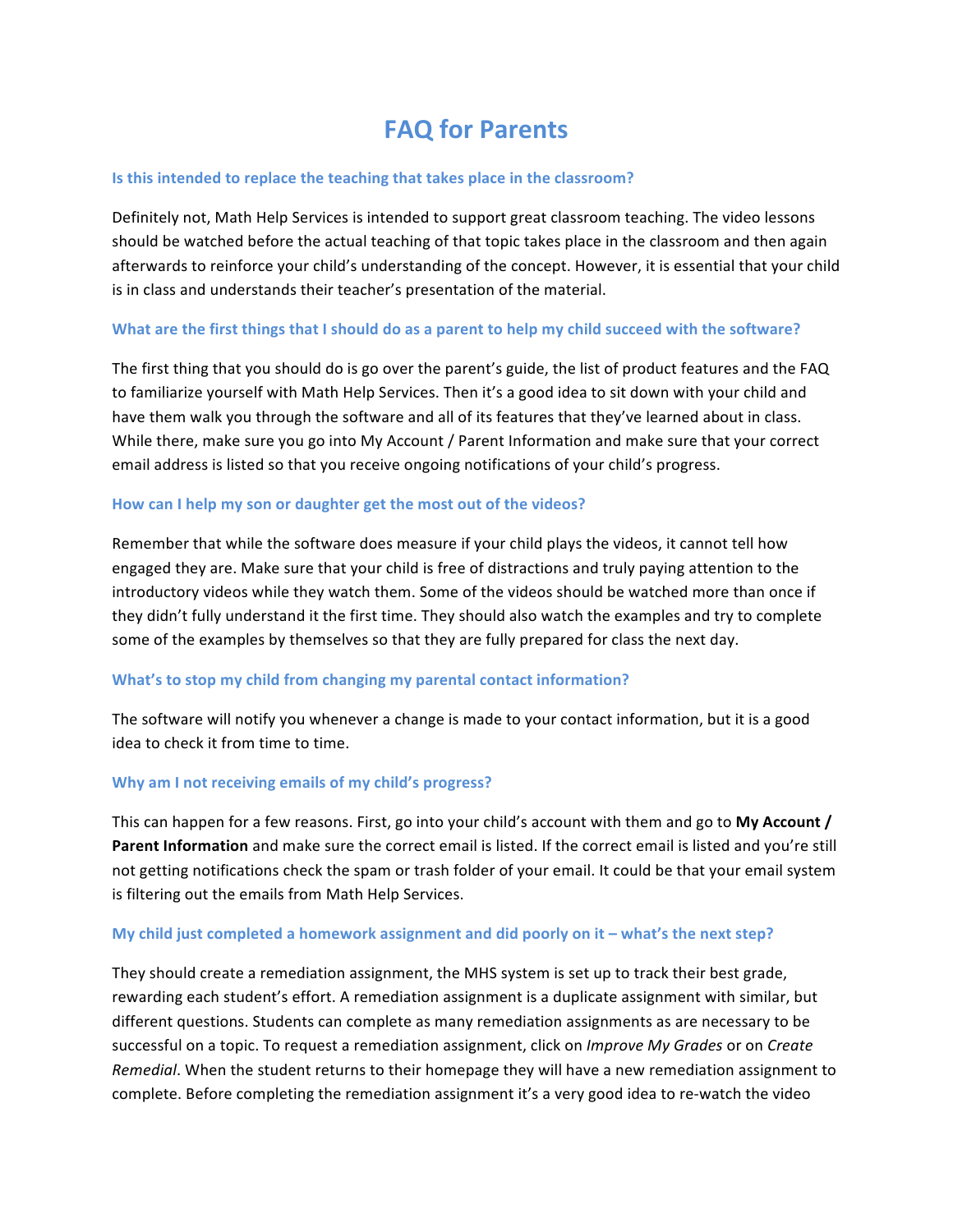# FAQ for Parents

### Is this intended to replace the teaching that takes place in the classroom?

Definitely not, Math Help Services is intended to support great classroom teaching. The video lessons should be watched before the actual teaching of that topic takes place in the classroom and then again afterwards to reinforce your child's understanding of the concept. However, it is essential that your child is in class and understands their teacher's presentation of the material.

### What are the first things that I should do as a parent to help my child succeed with the software?

The first thing that you should do is go over the parent's guide, the list of product features and the FAQ to familiarize yourself with Math Help Services. Then it's a good idea to sit down with your child and have them walk you through the software and all of its features that they've learned about in class. While there, make sure you go into My Account / Parent Information and make sure that your correct email address is listed so that you receive ongoing notifications of your child's progress.

### How can I help my son or daughter get the most out of the videos?

Remember that while the software does measure if your child plays the videos, it cannot tell how engaged they are. Make sure that your child is free of distractions and truly paying attention to the introductory videos while they watch them. Some of the videos should be watched more than once if they didn't fully understand it the first time. They should also watch the examples and try to complete some of the examples by themselves so that they are fully prepared for class the next day.

### What's to stop my child from changing my parental contact information?

The software will notify you whenever a change is made to your contact information, but it is a good idea to check it from time to time.

### Why am I not receiving emails of my child's progress?

This can happen for a few reasons. First, go into your child's account with them and go to **My Account / Parent Information** and make sure the correct email is listed. If the correct email is listed and you're still not getting notifications check the spam or trash folder of your email. It could be that your email system is filtering out the emails from Math Help Services.

### My child just completed a homework assignment and did poorly on it – what's the next step?

They should create a remediation assignment, the MHS system is set up to track their best grade, rewarding each student's effort. A remediation assignment is a duplicate assignment with similar, but different questions. Students can complete as many remediation assignments as are necessary to be successful on a topic. To request a remediation assignment, click on *Improve My Grades* or on *Create Remedial*. When the student returns to their homepage they will have a new remediation assignment to complete. Before completing the remediation assignment it's a very good idea to re-watch the video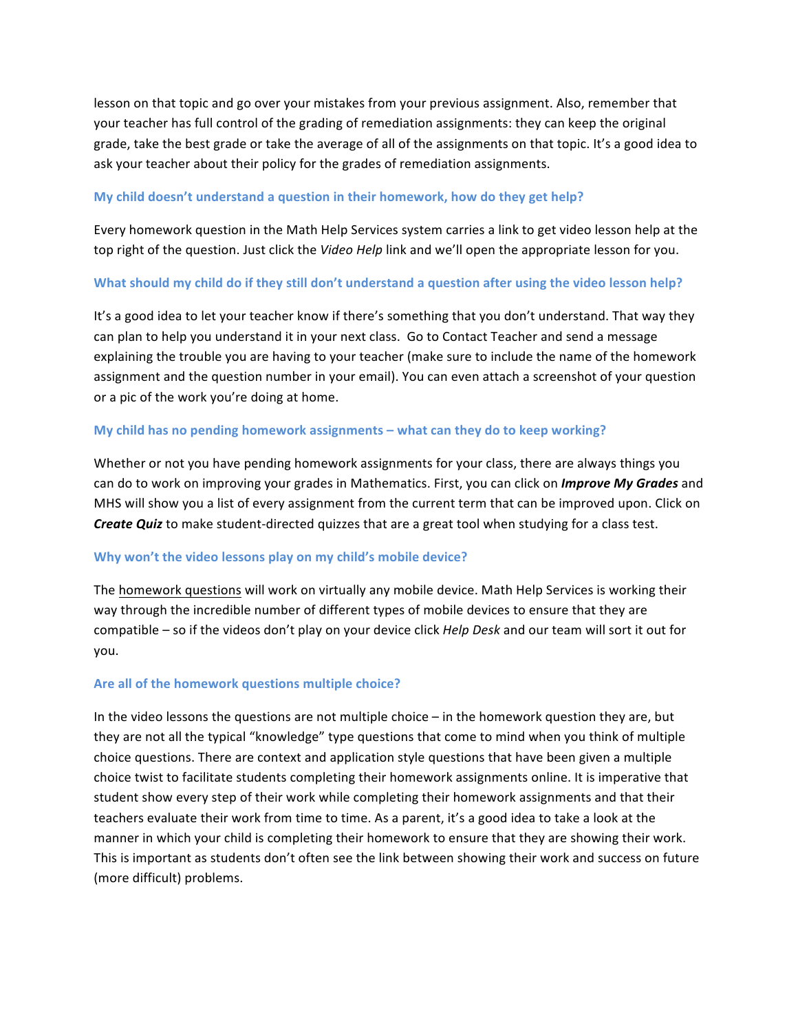lesson on that topic and go over your mistakes from your previous assignment. Also, remember that your teacher has full control of the grading of remediation assignments: they can keep the original grade, take the best grade or take the average of all of the assignments on that topic. It's a good idea to ask your teacher about their policy for the grades of remediation assignments.

### My child doesn't understand a question in their homework, how do they get help?

Every homework question in the Math Help Services system carries a link to get video lesson help at the top right of the question. Just click the *Video Help* link and we'll open the appropriate lesson for you.

### What should my child do if they still don't understand a question after using the video lesson help?

It's a good idea to let your teacher know if there's something that you don't understand. That way they can plan to help you understand it in your next class. Go to Contact Teacher and send a message explaining the trouble you are having to your teacher (make sure to include the name of the homework assignment and the question number in your email). You can even attach a screenshot of your question or a pic of the work you're doing at home.

### My child has no pending homework assignments – what can they do to keep working?

Whether or not you have pending homework assignments for your class, there are always things you can do to work on improving your grades in Mathematics. First, you can click on ***Improve My Grades*** and MHS will show you a list of every assignment from the current term that can be improved upon. Click on ***Create Quiz*** to make student-directed quizzes that are a great tool when studying for a class test.

### Why won't the video lessons play on my child's mobile device?

The homework questions will work on virtually any mobile device. Math Help Services is working their way through the incredible number of different types of mobile devices to ensure that they are compatible – so if the videos don't play on your device click *Help Desk* and our team will sort it out for you.

### Are all of the homework questions multiple choice?

In the video lessons the questions are not multiple choice – in the homework question they are, but they are not all the typical "knowledge" type questions that come to mind when you think of multiple choice questions. There are context and application style questions that have been given a multiple choice twist to facilitate students completing their homework assignments online. It is imperative that student show every step of their work while completing their homework assignments and that their teachers evaluate their work from time to time. As a parent, it's a good idea to take a look at the manner in which your child is completing their homework to ensure that they are showing their work. This is important as students don't often see the link between showing their work and success on future (more difficult) problems.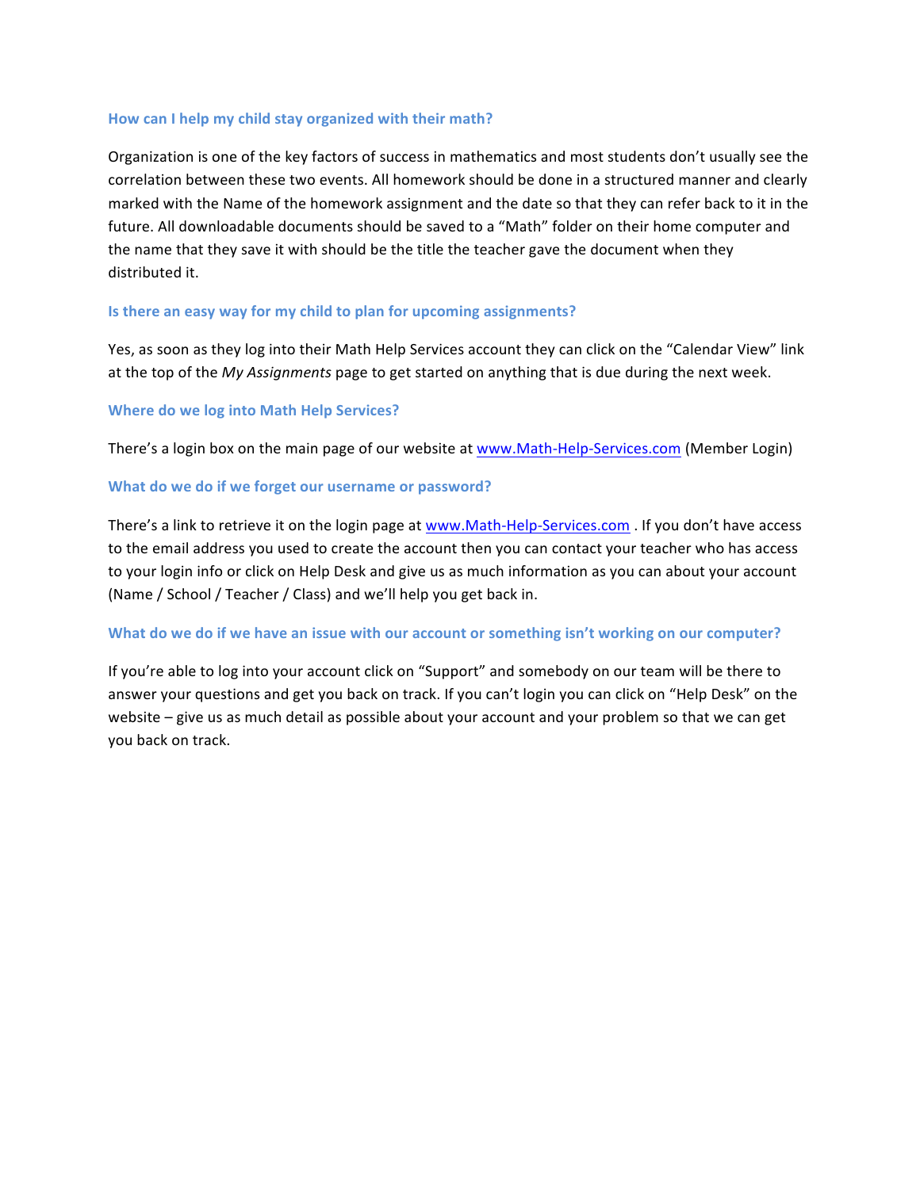### How can I help my child stay organized with their math?

Organization is one of the key factors of success in mathematics and most students don't usually see the correlation between these two events. All homework should be done in a structured manner and clearly marked with the Name of the homework assignment and the date so that they can refer back to it in the future. All downloadable documents should be saved to a "Math" folder on their home computer and the name that they save it with should be the title the teacher gave the document when they distributed it.

### Is there an easy way for my child to plan for upcoming assignments?

Yes, as soon as they log into their Math Help Services account they can click on the "Calendar View" link at the top of the *My Assignments* page to get started on anything that is due during the next week.

### Where do we log into Math Help Services?

There's a login box on the main page of our website at [www.Math-Help-Services.com](http://www.Math-Help-Services.com) (Member Login)

### What do we do if we forget our username or password?

There's a link to retrieve it on the login page at [www.Math-Help-Services.com](http://www.Math-Help-Services.com) . If you don't have access to the email address you used to create the account then you can contact your teacher who has access to your login info or click on Help Desk and give us as much information as you can about your account (Name / School / Teacher / Class) and we'll help you get back in.

### What do we do if we have an issue with our account or something isn't working on our computer?

If you're able to log into your account click on "Support" and somebody on our team will be there to answer your questions and get you back on track. If you can't login you can click on "Help Desk" on the website – give us as much detail as possible about your account and your problem so that we can get you back on track.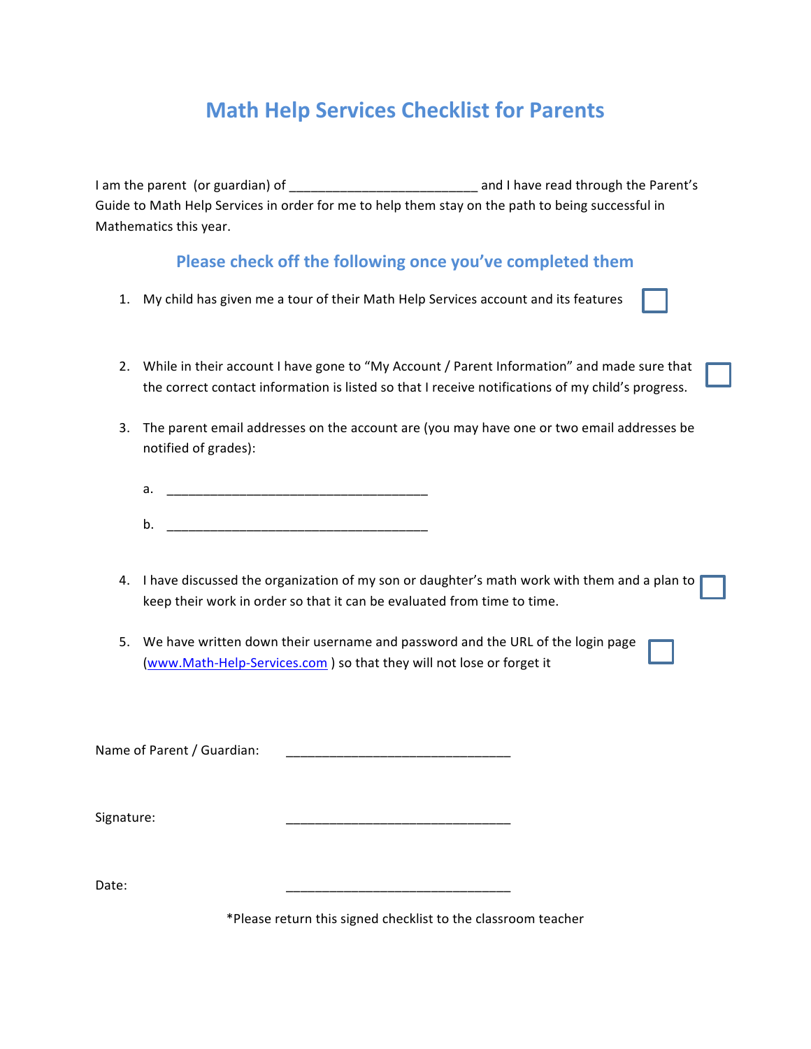# Math Help Services Checklist for Parents

I am the parent (or guardian) of __________________________ and I have read through the Parent's Guide to Math Help Services in order for me to help them stay on the path to being successful in Mathematics this year.

## Please check off the following once you've completed them

1. My child has given me a tour of their Math Help Services account and its features ☐

2. While in their account I have gone to "My Account / Parent Information" and made sure that the correct contact information is listed so that I receive notifications of my child's progress. ☐

3. The parent email addresses on the account are (you may have one or two email addresses be notified of grades):

   a. ____________________________________

   b. ____________________________________

4. I have discussed the organization of my son or daughter's math work with them and a plan to keep their work in order so that it can be evaluated from time to time. ☐

5. We have written down their username and password and the URL of the login page (www.Math-Help-Services.com ) so that they will not lose or forget it ☐

Name of Parent / Guardian: _______________________________

Signature: _______________________________

Date: _______________________________

*Please return this signed checklist to the classroom teacher